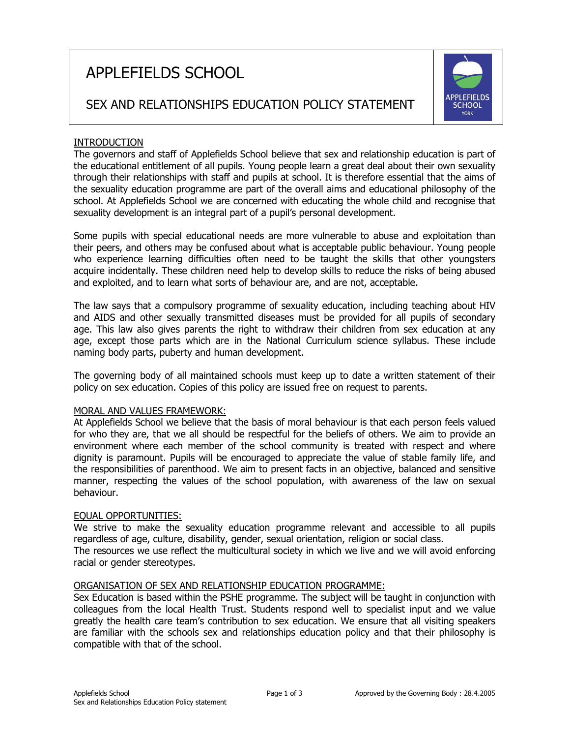# APPLEFIELDS SCHOOL

## SEX AND RELATIONSHIPS EDUCATION POLICY STATEMENT

### INTRODUCTION

The governors and staff of Applefields School believe that sex and relationship education is part of the educational entitlement of all pupils. Young people learn a great deal about their own sexuality through their relationships with staff and pupils at school. It is therefore essential that the aims of the sexuality education programme are part of the overall aims and educational philosophy of the school. At Applefields School we are concerned with educating the whole child and recognise that sexuality development is an integral part of a pupil's personal development.

Some pupils with special educational needs are more vulnerable to abuse and exploitation than their peers, and others may be confused about what is acceptable public behaviour. Young people who experience learning difficulties often need to be taught the skills that other youngsters acquire incidentally. These children need help to develop skills to reduce the risks of being abused and exploited, and to learn what sorts of behaviour are, and are not, acceptable.

The law says that a compulsory programme of sexuality education, including teaching about HIV and AIDS and other sexually transmitted diseases must be provided for all pupils of secondary age. This law also gives parents the right to withdraw their children from sex education at any age, except those parts which are in the National Curriculum science syllabus. These include naming body parts, puberty and human development.

The governing body of all maintained schools must keep up to date a written statement of their policy on sex education. Copies of this policy are issued free on request to parents.

### MORAL AND VALUES FRAMEWORK:

At Applefields School we believe that the basis of moral behaviour is that each person feels valued for who they are, that we all should be respectful for the beliefs of others. We aim to provide an environment where each member of the school community is treated with respect and where dignity is paramount. Pupils will be encouraged to appreciate the value of stable family life, and the responsibilities of parenthood. We aim to present facts in an objective, balanced and sensitive manner, respecting the values of the school population, with awareness of the law on sexual behaviour.

### EQUAL OPPORTUNITIES:

We strive to make the sexuality education programme relevant and accessible to all pupils regardless of age, culture, disability, gender, sexual orientation, religion or social class.

The resources we use reflect the multicultural society in which we live and we will avoid enforcing racial or gender stereotypes.

### ORGANISATION OF SEX AND RELATIONSHIP EDUCATION PROGRAMME:

Sex Education is based within the PSHE programme. The subject will be taught in conjunction with colleagues from the local Health Trust. Students respond well to specialist input and we value greatly the health care team's contribution to sex education. We ensure that all visiting speakers are familiar with the schools sex and relationships education policy and that their philosophy is compatible with that of the school.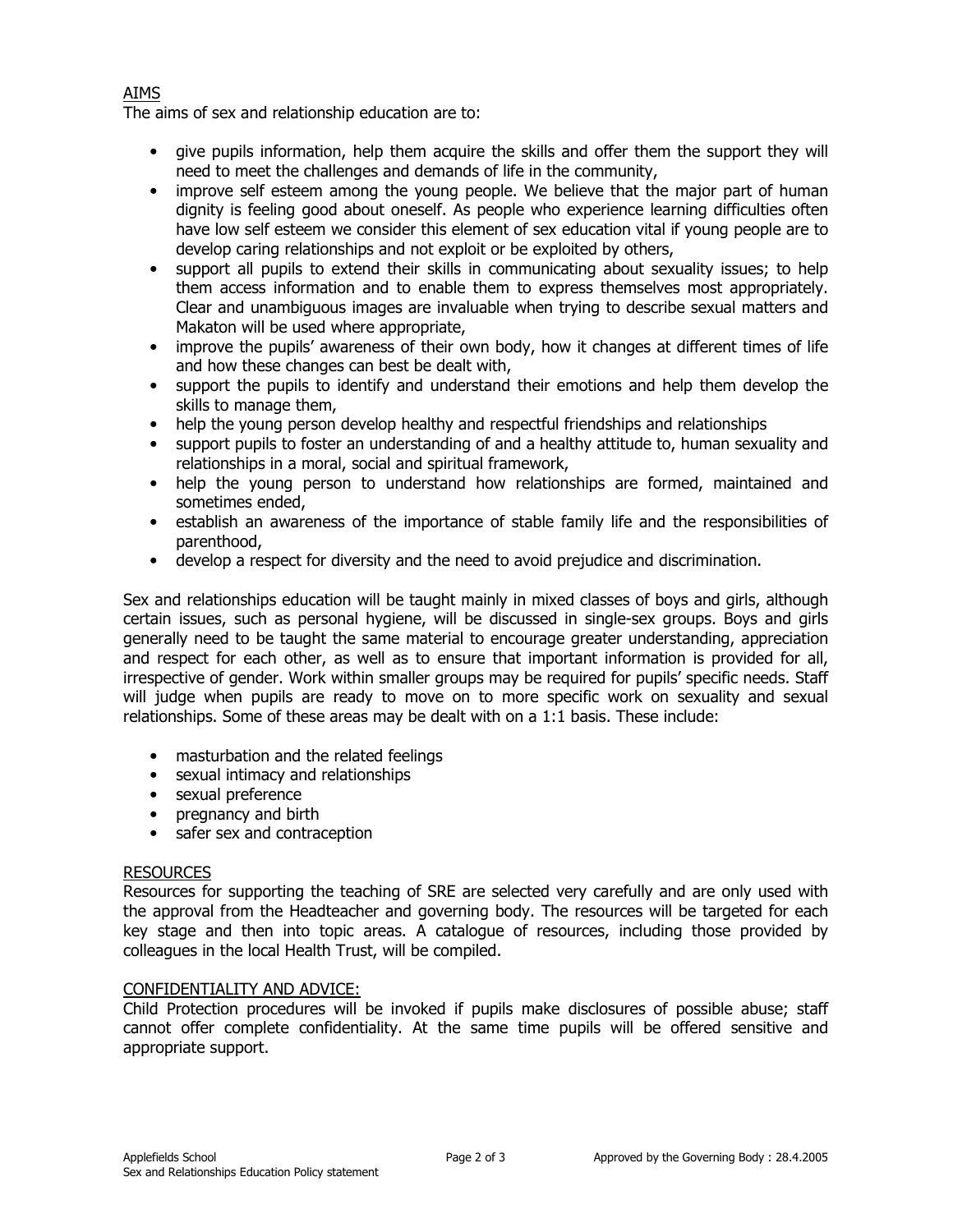## AIMS

The aims of sex and relationship education are to:

- give pupils information, help them acquire the skills and offer them the support they will need to meet the challenges and demands of life in the community,
- improve self esteem among the young people. We believe that the major part of human dignity is feeling good about oneself. As people who experience learning difficulties often have low self esteem we consider this element of sex education vital if young people are to develop caring relationships and not exploit or be exploited by others,
- support all pupils to extend their skills in communicating about sexuality issues; to help them access information and to enable them to express themselves most appropriately. Clear and unambiguous images are invaluable when trying to describe sexual matters and Makaton will be used where appropriate,
- improve the pupils' awareness of their own body, how it changes at different times of life and how these changes can best be dealt with,
- support the pupils to identify and understand their emotions and help them develop the skills to manage them,
- help the young person develop healthy and respectful friendships and relationships
- support pupils to foster an understanding of and a healthy attitude to, human sexuality and relationships in a moral, social and spiritual framework,
- help the young person to understand how relationships are formed, maintained and sometimes ended,
- establish an awareness of the importance of stable family life and the responsibilities of parenthood,
- develop a respect for diversity and the need to avoid prejudice and discrimination.

Sex and relationships education will be taught mainly in mixed classes of boys and girls, although certain issues, such as personal hygiene, will be discussed in single-sex groups. Boys and girls generally need to be taught the same material to encourage greater understanding, appreciation and respect for each other, as well as to ensure that important information is provided for all, irrespective of gender. Work within smaller groups may be required for pupils' specific needs. Staff will judge when pupils are ready to move on to more specific work on sexuality and sexual relationships. Some of these areas may be dealt with on a 1:1 basis. These include:

- masturbation and the related feelings
- sexual intimacy and relationships
- sexual preference
- pregnancy and birth
- safer sex and contraception

## RESOURCES

Resources for supporting the teaching of SRE are selected very carefully and are only used with the approval from the Headteacher and governing body. The resources will be targeted for each key stage and then into topic areas. A catalogue of resources, including those provided by colleagues in the local Health Trust, will be compiled.

## CONFIDENTIALITY AND ADVICE:

Child Protection procedures will be invoked if pupils make disclosures of possible abuse; staff cannot offer complete confidentiality. At the same time pupils will be offered sensitive and appropriate support.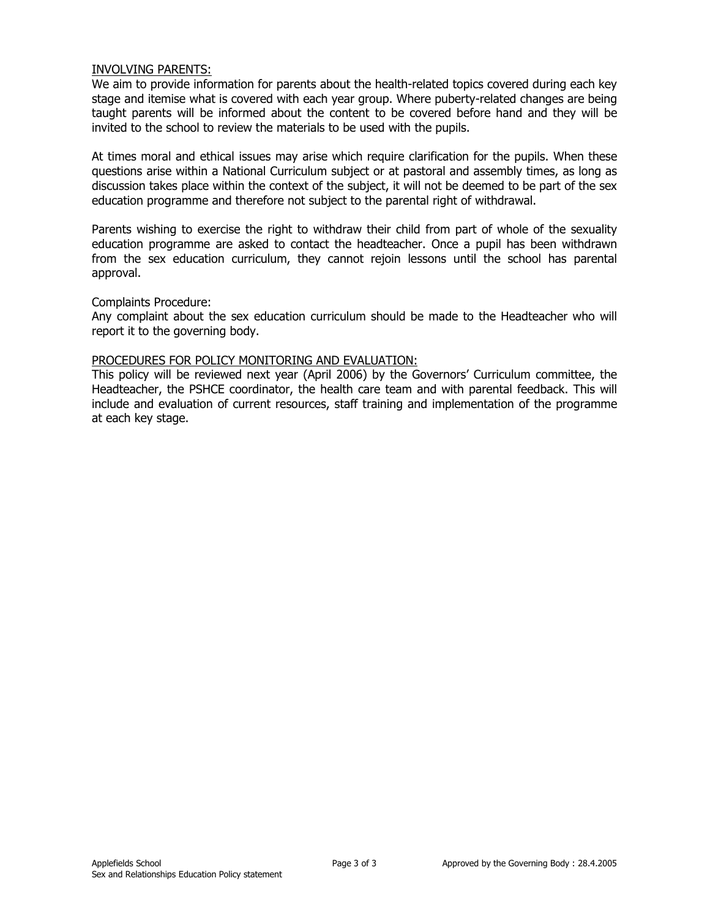## INVOLVING PARENTS:

We aim to provide information for parents about the health-related topics covered during each key stage and itemise what is covered with each year group. Where puberty-related changes are being taught parents will be informed about the content to be covered before hand and they will be invited to the school to review the materials to be used with the pupils.

At times moral and ethical issues may arise which require clarification for the pupils. When these questions arise within a National Curriculum subject or at pastoral and assembly times, as long as discussion takes place within the context of the subject, it will not be deemed to be part of the sex education programme and therefore not subject to the parental right of withdrawal.

Parents wishing to exercise the right to withdraw their child from part of whole of the sexuality education programme are asked to contact the headteacher. Once a pupil has been withdrawn from the sex education curriculum, they cannot rejoin lessons until the school has parental approval.

Complaints Procedure:

Any complaint about the sex education curriculum should be made to the Headteacher who will report it to the governing body.

## PROCEDURES FOR POLICY MONITORING AND EVALUATION:

This policy will be reviewed next year (April 2006) by the Governors' Curriculum committee, the Headteacher, the PSHCE coordinator, the health care team and with parental feedback. This will include and evaluation of current resources, staff training and implementation of the programme at each key stage.